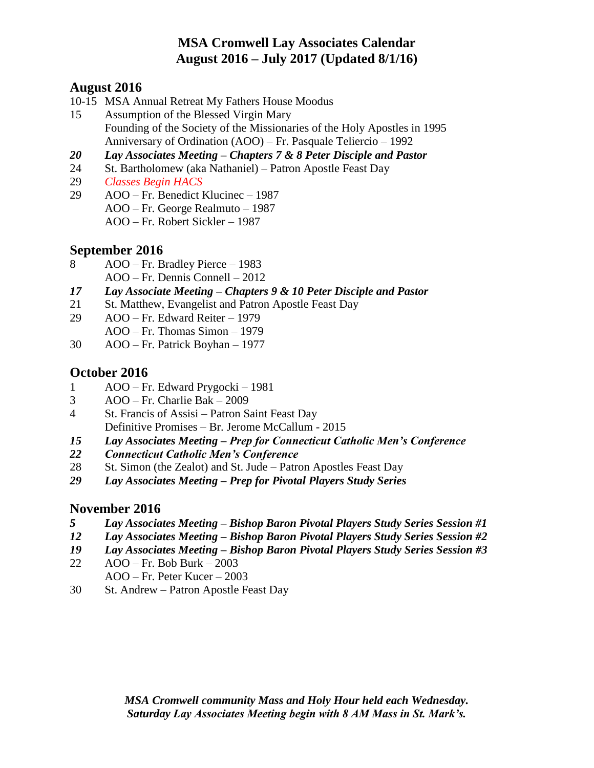# MSA Cromwell Lay Associates Calendar
# August 2016 – July 2017 (Updated 8/1/16)

## August 2016

10-15 MSA Annual Retreat My Fathers House Moodus

15 Assumption of the Blessed Virgin Mary
Founding of the Society of the Missionaries of the Holy Apostles in 1995
Anniversary of Ordination (AOO) – Fr. Pasquale Teliercio – 1992

***20 Lay Associates Meeting – Chapters 7 & 8 Peter Disciple and Pastor***

24 St. Bartholomew (aka Nathaniel) – Patron Apostle Feast Day

29 *Classes Begin HACS*

29 AOO – Fr. Benedict Klucinec – 1987
AOO – Fr. George Realmuto – 1987
AOO – Fr. Robert Sickler – 1987

## September 2016

8 AOO – Fr. Bradley Pierce – 1983
AOO – Fr. Dennis Connell – 2012

***17 Lay Associate Meeting – Chapters 9 & 10 Peter Disciple and Pastor***

21 St. Matthew, Evangelist and Patron Apostle Feast Day

29 AOO – Fr. Edward Reiter – 1979
AOO – Fr. Thomas Simon – 1979

30 AOO – Fr. Patrick Boyhan – 1977

## October 2016

1 AOO – Fr. Edward Prygocki – 1981

3 AOO – Fr. Charlie Bak – 2009

4 St. Francis of Assisi – Patron Saint Feast Day
Definitive Promises – Br. Jerome McCallum - 2015

***15 Lay Associates Meeting – Prep for Connecticut Catholic Men's Conference***

***22 Connecticut Catholic Men's Conference***

28 St. Simon (the Zealot) and St. Jude – Patron Apostles Feast Day

***29 Lay Associates Meeting – Prep for Pivotal Players Study Series***

## November 2016

***5 Lay Associates Meeting – Bishop Baron Pivotal Players Study Series Session #1***

***12 Lay Associates Meeting – Bishop Baron Pivotal Players Study Series Session #2***

***19 Lay Associates Meeting – Bishop Baron Pivotal Players Study Series Session #3***

22 AOO – Fr. Bob Burk – 2003
AOO – Fr. Peter Kucer – 2003

30 St. Andrew – Patron Apostle Feast Day

***MSA Cromwell community Mass and Holy Hour held each Wednesday.***
***Saturday Lay Associates Meeting begin with 8 AM Mass in St. Mark's.***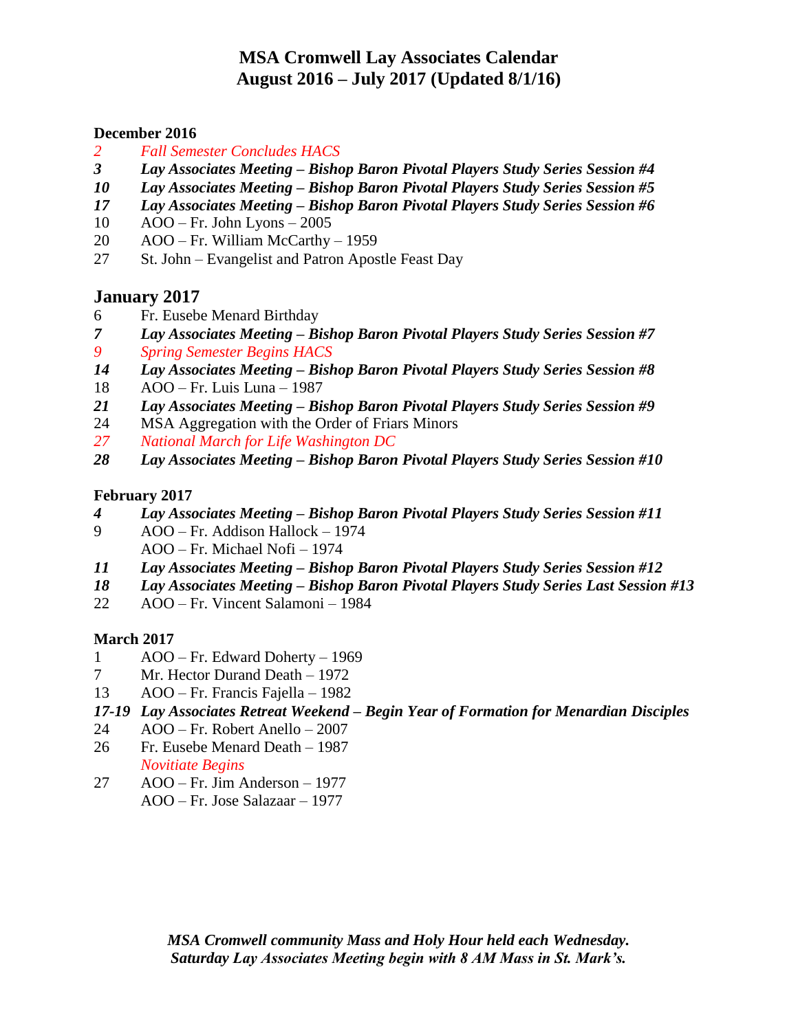# MSA Cromwell Lay Associates Calendar
# August 2016 – July 2017 (Updated 8/1/16)

**December 2016**

*2 Fall Semester Concludes HACS*
***3 Lay Associates Meeting – Bishop Baron Pivotal Players Study Series Session #4***
***10 Lay Associates Meeting – Bishop Baron Pivotal Players Study Series Session #5***
***17 Lay Associates Meeting – Bishop Baron Pivotal Players Study Series Session #6***
10 AOO – Fr. John Lyons – 2005
20 AOO – Fr. William McCarthy – 1959
27 St. John – Evangelist and Patron Apostle Feast Day

## January 2017

6 Fr. Eusebe Menard Birthday
***7 Lay Associates Meeting – Bishop Baron Pivotal Players Study Series Session #7***
*9 Spring Semester Begins HACS*
***14 Lay Associates Meeting – Bishop Baron Pivotal Players Study Series Session #8***
18 AOO – Fr. Luis Luna – 1987
***21 Lay Associates Meeting – Bishop Baron Pivotal Players Study Series Session #9***
24 MSA Aggregation with the Order of Friars Minors
*27 National March for Life Washington DC*
***28 Lay Associates Meeting – Bishop Baron Pivotal Players Study Series Session #10***

**February 2017**

***4 Lay Associates Meeting – Bishop Baron Pivotal Players Study Series Session #11***
9 AOO – Fr. Addison Hallock – 1974
AOO – Fr. Michael Nofi – 1974
***11 Lay Associates Meeting – Bishop Baron Pivotal Players Study Series Session #12***
***18 Lay Associates Meeting – Bishop Baron Pivotal Players Study Series Last Session #13***
22 AOO – Fr. Vincent Salamoni – 1984

**March 2017**

1 AOO – Fr. Edward Doherty – 1969
7 Mr. Hector Durand Death – 1972
13 AOO – Fr. Francis Fajella – 1982
***17-19 Lay Associates Retreat Weekend – Begin Year of Formation for Menardian Disciples***
24 AOO – Fr. Robert Anello – 2007
26 Fr. Eusebe Menard Death – 1987
*Novitiate Begins*
27 AOO – Fr. Jim Anderson – 1977
AOO – Fr. Jose Salazaar – 1977

***MSA Cromwell community Mass and Holy Hour held each Wednesday.***
***Saturday Lay Associates Meeting begin with 8 AM Mass in St. Mark's.***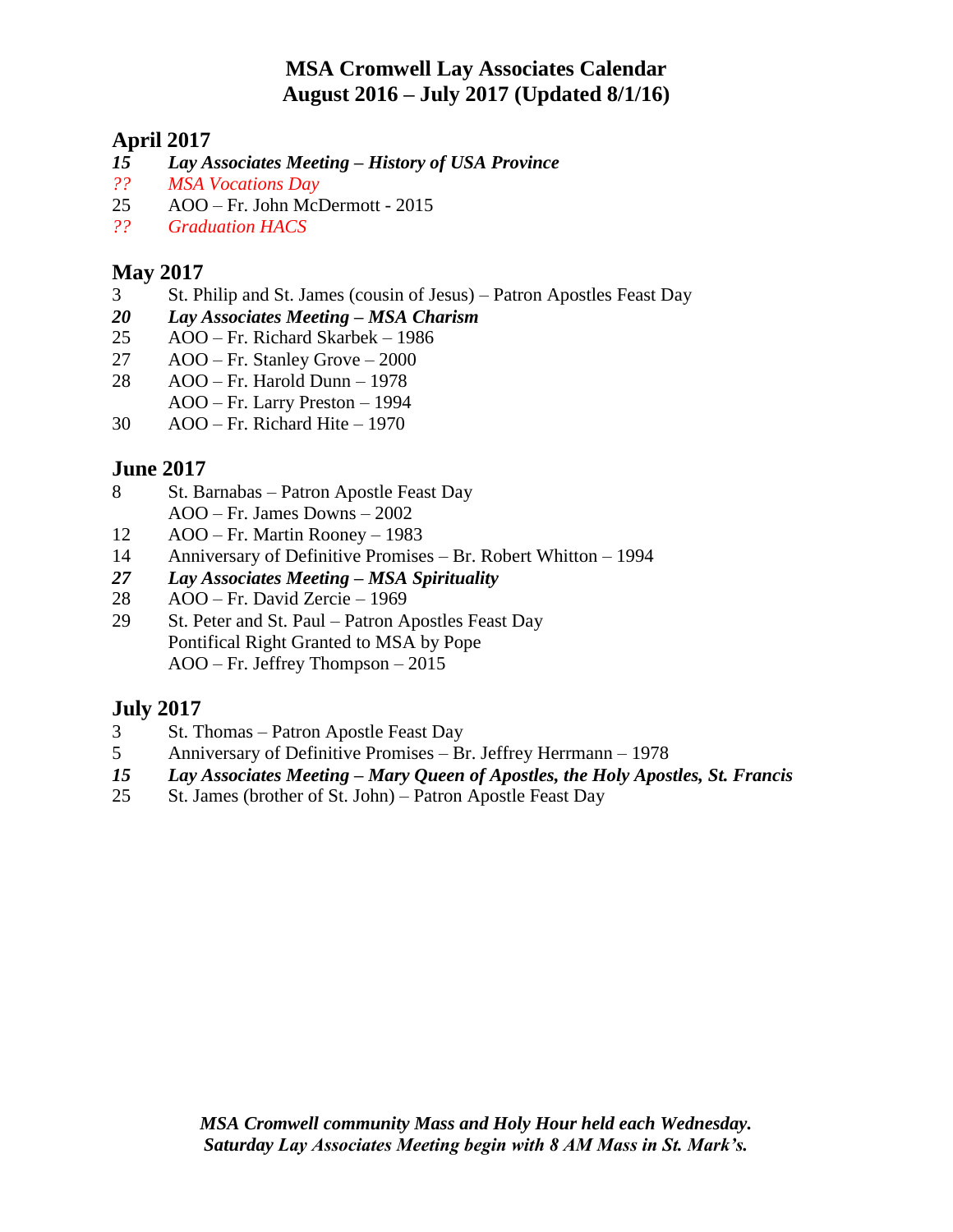# MSA Cromwell Lay Associates Calendar
# August 2016 – July 2017 (Updated 8/1/16)

## April 2017

***15 Lay Associates Meeting – History of USA Province***
*?? MSA Vocations Day*
25 AOO – Fr. John McDermott - 2015
*?? Graduation HACS*

## May 2017

3 St. Philip and St. James (cousin of Jesus) – Patron Apostles Feast Day
***20 Lay Associates Meeting – MSA Charism***
25 AOO – Fr. Richard Skarbek – 1986
27 AOO – Fr. Stanley Grove – 2000
28 AOO – Fr. Harold Dunn – 1978
AOO – Fr. Larry Preston – 1994
30 AOO – Fr. Richard Hite – 1970

## June 2017

8 St. Barnabas – Patron Apostle Feast Day
AOO – Fr. James Downs – 2002
12 AOO – Fr. Martin Rooney – 1983
14 Anniversary of Definitive Promises – Br. Robert Whitton – 1994
***27 Lay Associates Meeting – MSA Spirituality***
28 AOO – Fr. David Zercie – 1969
29 St. Peter and St. Paul – Patron Apostles Feast Day
Pontifical Right Granted to MSA by Pope
AOO – Fr. Jeffrey Thompson – 2015

## July 2017

3 St. Thomas – Patron Apostle Feast Day
5 Anniversary of Definitive Promises – Br. Jeffrey Herrmann – 1978
***15 Lay Associates Meeting – Mary Queen of Apostles, the Holy Apostles, St. Francis***
25 St. James (brother of St. John) – Patron Apostle Feast Day

***MSA Cromwell community Mass and Holy Hour held each Wednesday.***
***Saturday Lay Associates Meeting begin with 8 AM Mass in St. Mark's.***